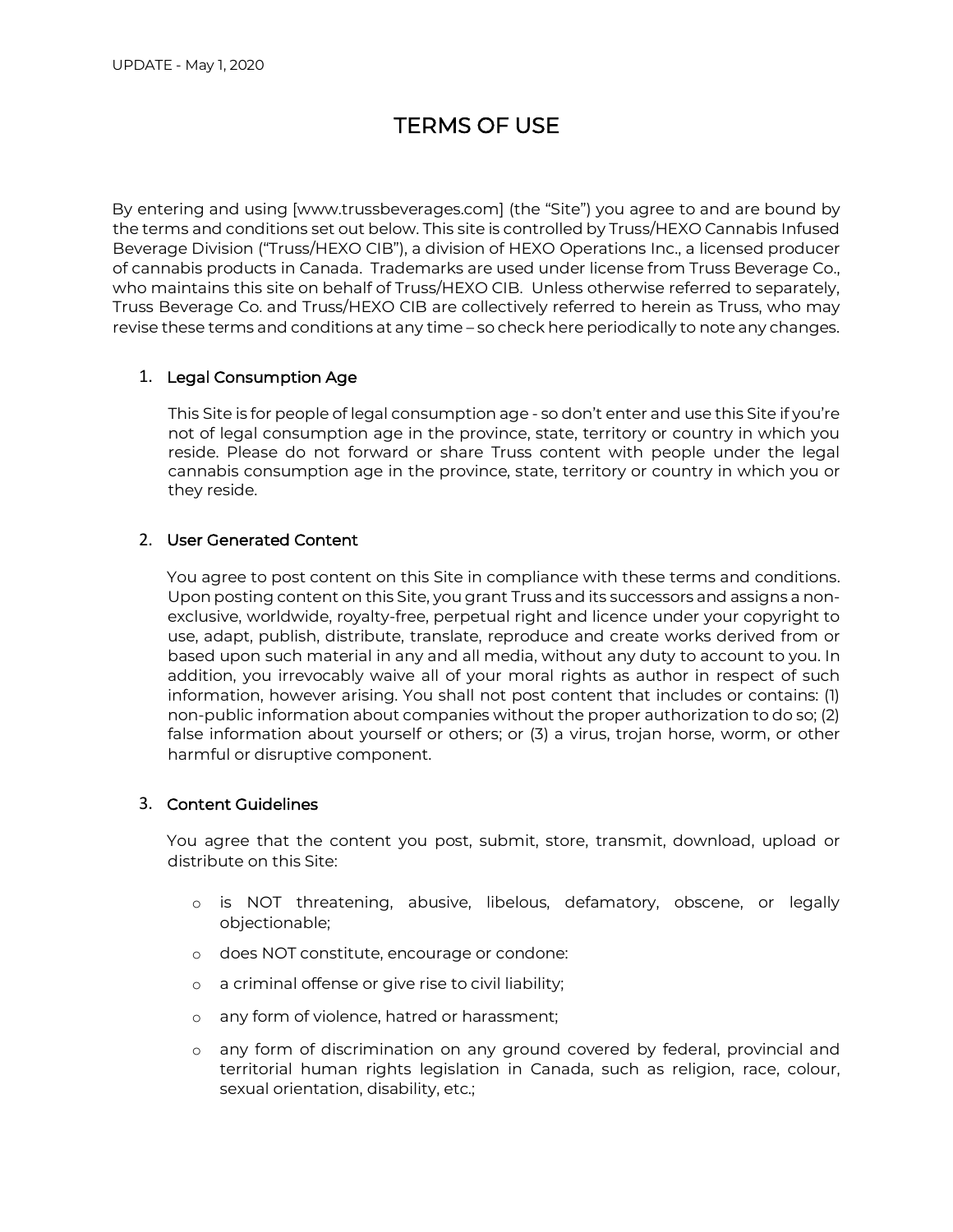UPDATE - May 1, 2020

# TERMS OF USE

By entering and using [www.trussbeverages.com] (the "Site") you agree to and are bound by the terms and conditions set out below. This site is controlled by Truss/HEXO Cannabis Infused Beverage Division ("Truss/HEXO CIB"), a division of HEXO Operations Inc., a licensed producer of cannabis products in Canada. Trademarks are used under license from Truss Beverage Co., who maintains this site on behalf of Truss/HEXO CIB. Unless otherwise referred to separately, Truss Beverage Co. and Truss/HEXO CIB are collectively referred to herein as Truss, who may revise these terms and conditions at any time – so check here periodically to note any changes.

## 1. Legal Consumption Age

This Site is for people of legal consumption age - so don't enter and use this Site if you're not of legal consumption age in the province, state, territory or country in which you reside. Please do not forward or share Truss content with people under the legal cannabis consumption age in the province, state, territory or country in which you or they reside.

## 2. User Generated Content

You agree to post content on this Site in compliance with these terms and conditions. Upon posting content on this Site, you grant Truss and its successors and assigns a non-exclusive, worldwide, royalty-free, perpetual right and licence under your copyright to use, adapt, publish, distribute, translate, reproduce and create works derived from or based upon such material in any and all media, without any duty to account to you. In addition, you irrevocably waive all of your moral rights as author in respect of such information, however arising. You shall not post content that includes or contains: (1) non-public information about companies without the proper authorization to do so; (2) false information about yourself or others; or (3) a virus, trojan horse, worm, or other harmful or disruptive component.

## 3. Content Guidelines

You agree that the content you post, submit, store, transmit, download, upload or distribute on this Site:

- is NOT threatening, abusive, libelous, defamatory, obscene, or legally objectionable;
- does NOT constitute, encourage or condone:
- a criminal offense or give rise to civil liability;
- any form of violence, hatred or harassment;
- any form of discrimination on any ground covered by federal, provincial and territorial human rights legislation in Canada, such as religion, race, colour, sexual orientation, disability, etc.;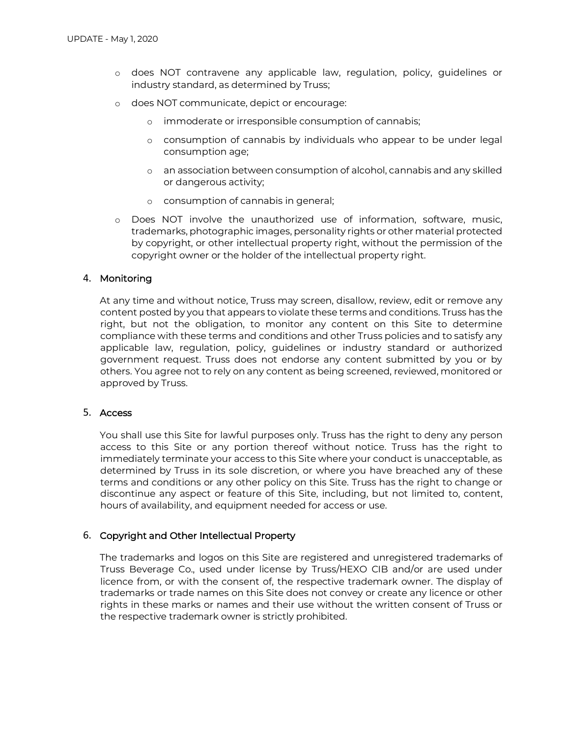- does NOT contravene any applicable law, regulation, policy, guidelines or industry standard, as determined by Truss;
- does NOT communicate, depict or encourage:
    - immoderate or irresponsible consumption of cannabis;
    - consumption of cannabis by individuals who appear to be under legal consumption age;
    - an association between consumption of alcohol, cannabis and any skilled or dangerous activity;
    - consumption of cannabis in general;
- Does NOT involve the unauthorized use of information, software, music, trademarks, photographic images, personality rights or other material protected by copyright, or other intellectual property right, without the permission of the copyright owner or the holder of the intellectual property right.

## 4. Monitoring

At any time and without notice, Truss may screen, disallow, review, edit or remove any content posted by you that appears to violate these terms and conditions. Truss has the right, but not the obligation, to monitor any content on this Site to determine compliance with these terms and conditions and other Truss policies and to satisfy any applicable law, regulation, policy, guidelines or industry standard or authorized government request. Truss does not endorse any content submitted by you or by others. You agree not to rely on any content as being screened, reviewed, monitored or approved by Truss.

## 5. Access

You shall use this Site for lawful purposes only. Truss has the right to deny any person access to this Site or any portion thereof without notice. Truss has the right to immediately terminate your access to this Site where your conduct is unacceptable, as determined by Truss in its sole discretion, or where you have breached any of these terms and conditions or any other policy on this Site. Truss has the right to change or discontinue any aspect or feature of this Site, including, but not limited to, content, hours of availability, and equipment needed for access or use.

## 6. Copyright and Other Intellectual Property

The trademarks and logos on this Site are registered and unregistered trademarks of Truss Beverage Co., used under license by Truss/HEXO CIB and/or are used under licence from, or with the consent of, the respective trademark owner. The display of trademarks or trade names on this Site does not convey or create any licence or other rights in these marks or names and their use without the written consent of Truss or the respective trademark owner is strictly prohibited.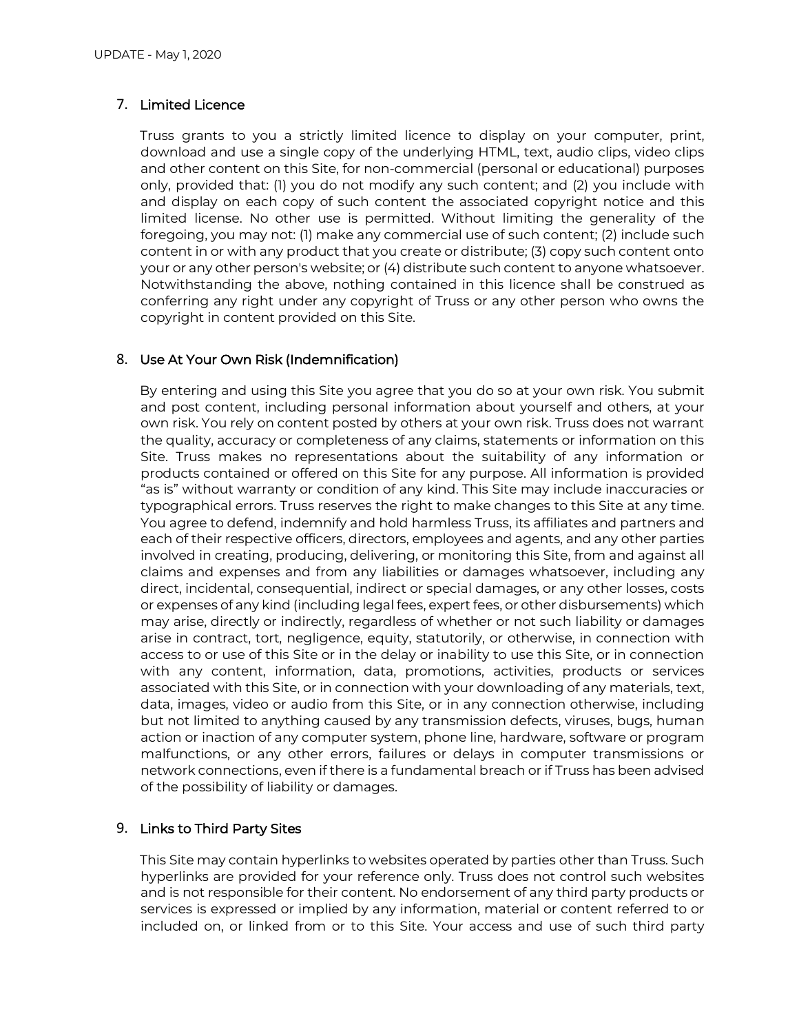## 7. Limited Licence

Truss grants to you a strictly limited licence to display on your computer, print, download and use a single copy of the underlying HTML, text, audio clips, video clips and other content on this Site, for non-commercial (personal or educational) purposes only, provided that: (1) you do not modify any such content; and (2) you include with and display on each copy of such content the associated copyright notice and this limited license. No other use is permitted. Without limiting the generality of the foregoing, you may not: (1) make any commercial use of such content; (2) include such content in or with any product that you create or distribute; (3) copy such content onto your or any other person's website; or (4) distribute such content to anyone whatsoever. Notwithstanding the above, nothing contained in this licence shall be construed as conferring any right under any copyright of Truss or any other person who owns the copyright in content provided on this Site.

## 8. Use At Your Own Risk (Indemnification)

By entering and using this Site you agree that you do so at your own risk. You submit and post content, including personal information about yourself and others, at your own risk. You rely on content posted by others at your own risk. Truss does not warrant the quality, accuracy or completeness of any claims, statements or information on this Site. Truss makes no representations about the suitability of any information or products contained or offered on this Site for any purpose. All information is provided "as is" without warranty or condition of any kind. This Site may include inaccuracies or typographical errors. Truss reserves the right to make changes to this Site at any time. You agree to defend, indemnify and hold harmless Truss, its affiliates and partners and each of their respective officers, directors, employees and agents, and any other parties involved in creating, producing, delivering, or monitoring this Site, from and against all claims and expenses and from any liabilities or damages whatsoever, including any direct, incidental, consequential, indirect or special damages, or any other losses, costs or expenses of any kind (including legal fees, expert fees, or other disbursements) which may arise, directly or indirectly, regardless of whether or not such liability or damages arise in contract, tort, negligence, equity, statutorily, or otherwise, in connection with access to or use of this Site or in the delay or inability to use this Site, or in connection with any content, information, data, promotions, activities, products or services associated with this Site, or in connection with your downloading of any materials, text, data, images, video or audio from this Site, or in any connection otherwise, including but not limited to anything caused by any transmission defects, viruses, bugs, human action or inaction of any computer system, phone line, hardware, software or program malfunctions, or any other errors, failures or delays in computer transmissions or network connections, even if there is a fundamental breach or if Truss has been advised of the possibility of liability or damages.

## 9. Links to Third Party Sites

This Site may contain hyperlinks to websites operated by parties other than Truss. Such hyperlinks are provided for your reference only. Truss does not control such websites and is not responsible for their content. No endorsement of any third party products or services is expressed or implied by any information, material or content referred to or included on, or linked from or to this Site. Your access and use of such third party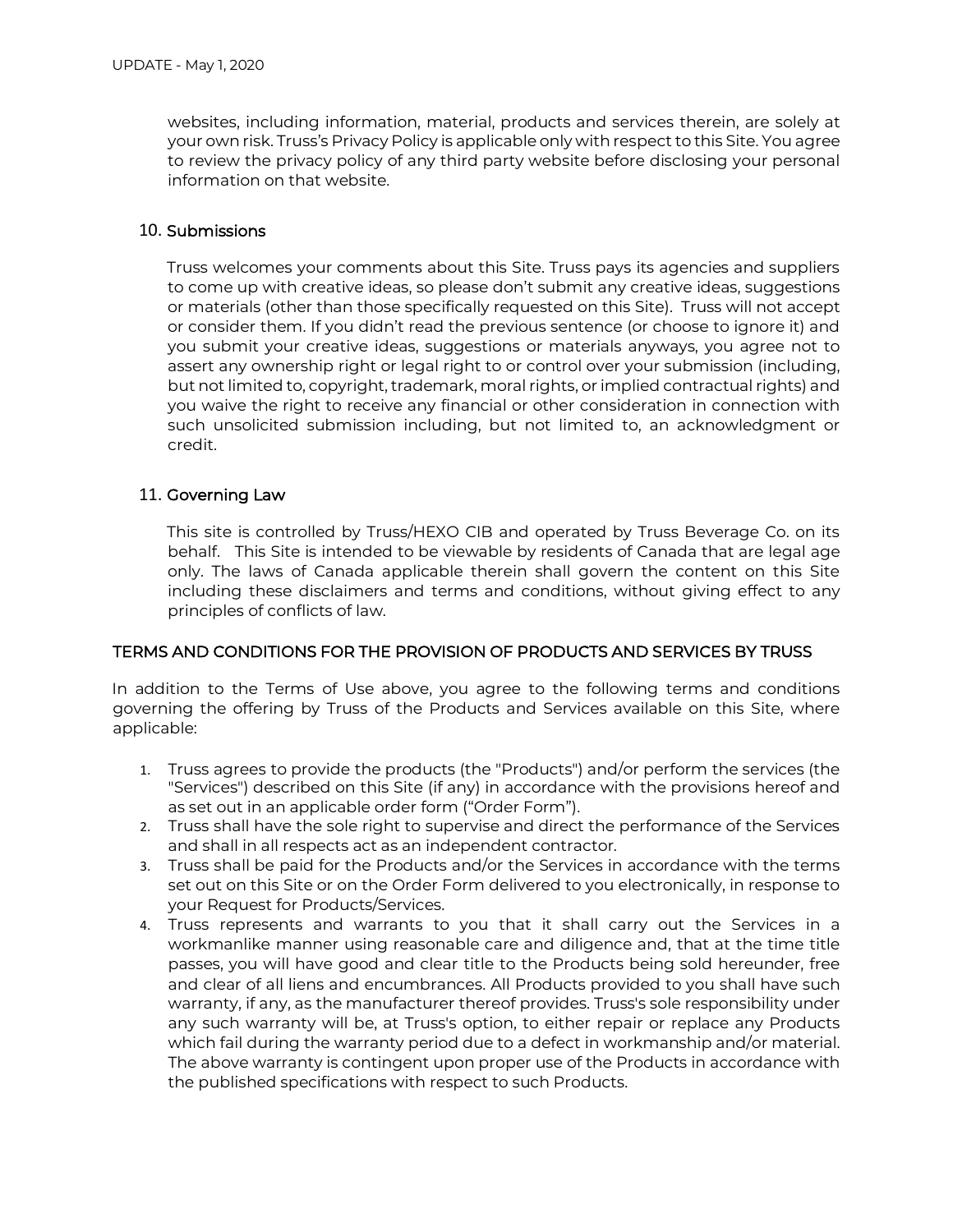websites, including information, material, products and services therein, are solely at your own risk. Truss's Privacy Policy is applicable only with respect to this Site. You agree to review the privacy policy of any third party website before disclosing your personal information on that website.

## 10. Submissions

Truss welcomes your comments about this Site. Truss pays its agencies and suppliers to come up with creative ideas, so please don't submit any creative ideas, suggestions or materials (other than those specifically requested on this Site). Truss will not accept or consider them. If you didn't read the previous sentence (or choose to ignore it) and you submit your creative ideas, suggestions or materials anyways, you agree not to assert any ownership right or legal right to or control over your submission (including, but not limited to, copyright, trademark, moral rights, or implied contractual rights) and you waive the right to receive any financial or other consideration in connection with such unsolicited submission including, but not limited to, an acknowledgment or credit.

## 11. Governing Law

This site is controlled by Truss/HEXO CIB and operated by Truss Beverage Co. on its behalf. This Site is intended to be viewable by residents of Canada that are legal age only. The laws of Canada applicable therein shall govern the content on this Site including these disclaimers and terms and conditions, without giving effect to any principles of conflicts of law.

## TERMS AND CONDITIONS FOR THE PROVISION OF PRODUCTS AND SERVICES BY TRUSS

In addition to the Terms of Use above, you agree to the following terms and conditions governing the offering by Truss of the Products and Services available on this Site, where applicable:

1. Truss agrees to provide the products (the "Products") and/or perform the services (the "Services") described on this Site (if any) in accordance with the provisions hereof and as set out in an applicable order form ("Order Form").
2. Truss shall have the sole right to supervise and direct the performance of the Services and shall in all respects act as an independent contractor.
3. Truss shall be paid for the Products and/or the Services in accordance with the terms set out on this Site or on the Order Form delivered to you electronically, in response to your Request for Products/Services.
4. Truss represents and warrants to you that it shall carry out the Services in a workmanlike manner using reasonable care and diligence and, that at the time title passes, you will have good and clear title to the Products being sold hereunder, free and clear of all liens and encumbrances. All Products provided to you shall have such warranty, if any, as the manufacturer thereof provides. Truss's sole responsibility under any such warranty will be, at Truss's option, to either repair or replace any Products which fail during the warranty period due to a defect in workmanship and/or material. The above warranty is contingent upon proper use of the Products in accordance with the published specifications with respect to such Products.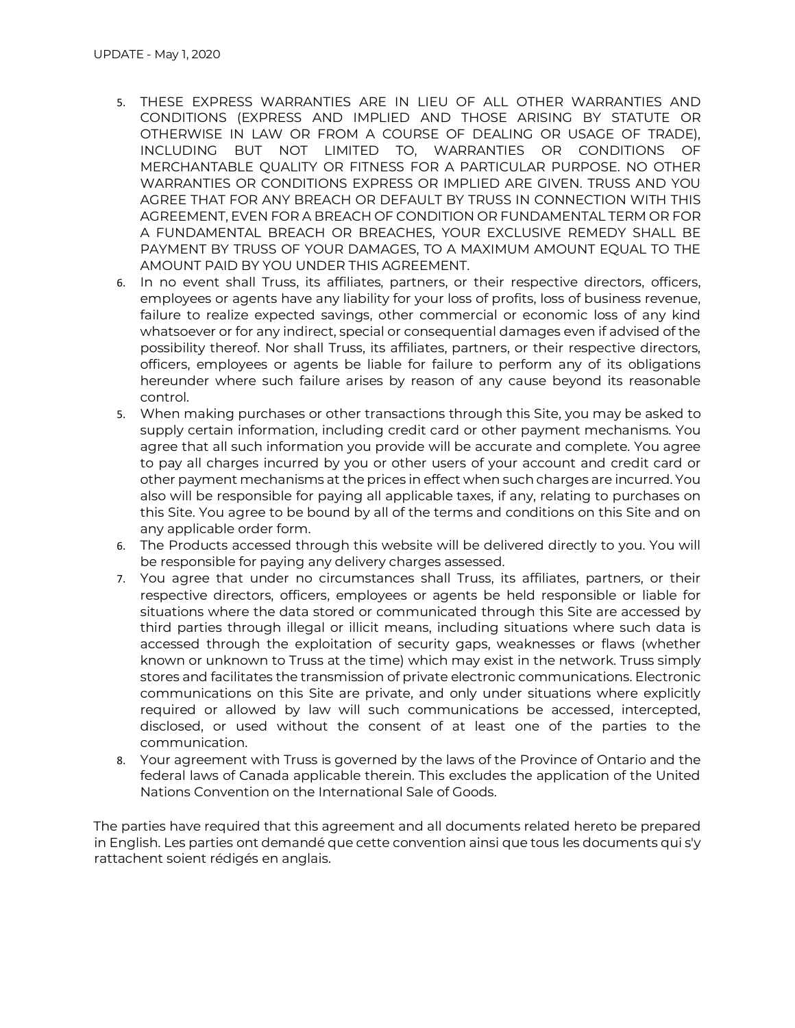5. THESE EXPRESS WARRANTIES ARE IN LIEU OF ALL OTHER WARRANTIES AND CONDITIONS (EXPRESS AND IMPLIED AND THOSE ARISING BY STATUTE OR OTHERWISE IN LAW OR FROM A COURSE OF DEALING OR USAGE OF TRADE), INCLUDING BUT NOT LIMITED TO, WARRANTIES OR CONDITIONS OF MERCHANTABLE QUALITY OR FITNESS FOR A PARTICULAR PURPOSE. NO OTHER WARRANTIES OR CONDITIONS EXPRESS OR IMPLIED ARE GIVEN. TRUSS AND YOU AGREE THAT FOR ANY BREACH OR DEFAULT BY TRUSS IN CONNECTION WITH THIS AGREEMENT, EVEN FOR A BREACH OF CONDITION OR FUNDAMENTAL TERM OR FOR A FUNDAMENTAL BREACH OR BREACHES, YOUR EXCLUSIVE REMEDY SHALL BE PAYMENT BY TRUSS OF YOUR DAMAGES, TO A MAXIMUM AMOUNT EQUAL TO THE AMOUNT PAID BY YOU UNDER THIS AGREEMENT.
6. In no event shall Truss, its affiliates, partners, or their respective directors, officers, employees or agents have any liability for your loss of profits, loss of business revenue, failure to realize expected savings, other commercial or economic loss of any kind whatsoever or for any indirect, special or consequential damages even if advised of the possibility thereof. Nor shall Truss, its affiliates, partners, or their respective directors, officers, employees or agents be liable for failure to perform any of its obligations hereunder where such failure arises by reason of any cause beyond its reasonable control.
5. When making purchases or other transactions through this Site, you may be asked to supply certain information, including credit card or other payment mechanisms. You agree that all such information you provide will be accurate and complete. You agree to pay all charges incurred by you or other users of your account and credit card or other payment mechanisms at the prices in effect when such charges are incurred. You also will be responsible for paying all applicable taxes, if any, relating to purchases on this Site. You agree to be bound by all of the terms and conditions on this Site and on any applicable order form.
6. The Products accessed through this website will be delivered directly to you. You will be responsible for paying any delivery charges assessed.
7. You agree that under no circumstances shall Truss, its affiliates, partners, or their respective directors, officers, employees or agents be held responsible or liable for situations where the data stored or communicated through this Site are accessed by third parties through illegal or illicit means, including situations where such data is accessed through the exploitation of security gaps, weaknesses or flaws (whether known or unknown to Truss at the time) which may exist in the network. Truss simply stores and facilitates the transmission of private electronic communications. Electronic communications on this Site are private, and only under situations where explicitly required or allowed by law will such communications be accessed, intercepted, disclosed, or used without the consent of at least one of the parties to the communication.
8. Your agreement with Truss is governed by the laws of the Province of Ontario and the federal laws of Canada applicable therein. This excludes the application of the United Nations Convention on the International Sale of Goods.

The parties have required that this agreement and all documents related hereto be prepared in English. Les parties ont demandé que cette convention ainsi que tous les documents qui s'y rattachent soient rédigés en anglais.